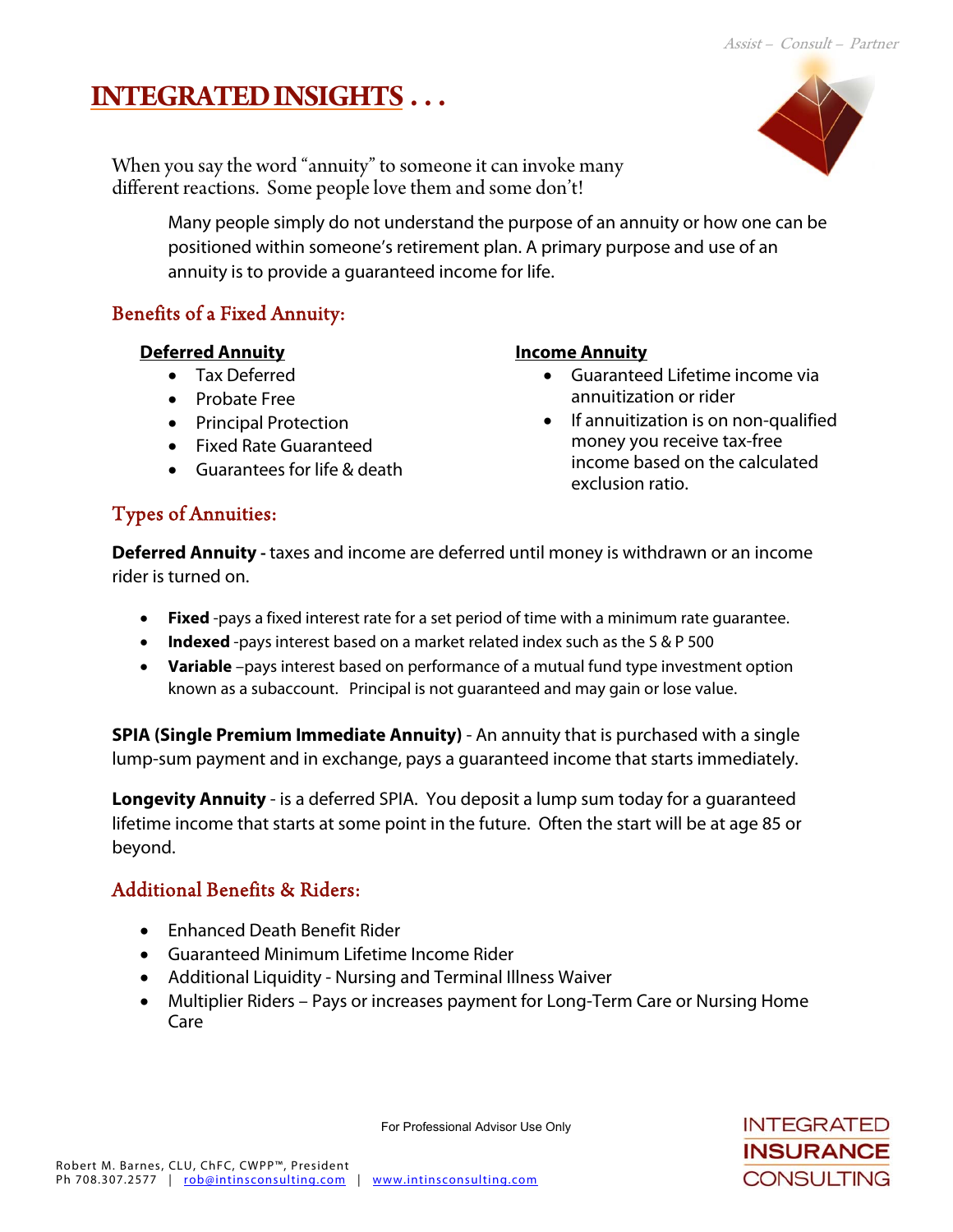*Assist – Consult – Partner*

# INTEGRATED INSIGHTS . . .

When you say the word "annuity" to someone it can invoke many different reactions. Some people love them and some don't!

Many people simply do not understand the purpose of an annuity or how one can be positioned within someone's retirement plan. A primary purpose and use of an annuity is to provide a guaranteed income for life.

## Benefits of a Fixed Annuity:

**Deferred Annuity**

- Tax Deferred
- Probate Free
- Principal Protection
- Fixed Rate Guaranteed
- Guarantees for life & death

**Income Annuity**

- Guaranteed Lifetime income via annuitization or rider
- If annuitization is on non-qualified money you receive tax-free income based on the calculated exclusion ratio.

## Types of Annuities:

**Deferred Annuity -** taxes and income are deferred until money is withdrawn or an income rider is turned on.

- **Fixed** -pays a fixed interest rate for a set period of time with a minimum rate guarantee.
- **Indexed** -pays interest based on a market related index such as the S & P 500
- **Variable** –pays interest based on performance of a mutual fund type investment option known as a subaccount. Principal is not guaranteed and may gain or lose value.

**SPIA (Single Premium Immediate Annuity)** - An annuity that is purchased with a single lump-sum payment and in exchange, pays a guaranteed income that starts immediately.

**Longevity Annuity** - is a deferred SPIA. You deposit a lump sum today for a guaranteed lifetime income that starts at some point in the future. Often the start will be at age 85 or beyond.

## Additional Benefits & Riders:

- Enhanced Death Benefit Rider
- Guaranteed Minimum Lifetime Income Rider
- Additional Liquidity - Nursing and Terminal Illness Waiver
- Multiplier Riders – Pays or increases payment for Long-Term Care or Nursing Home Care

For Professional Advisor Use Only

Robert M. Barnes, CLU, ChFC, CWPP™, President
Ph 708.307.2577 | rob@intinsconsulting.com | www.intinsconsulting.com

INTEGRATED INSURANCE CONSULTING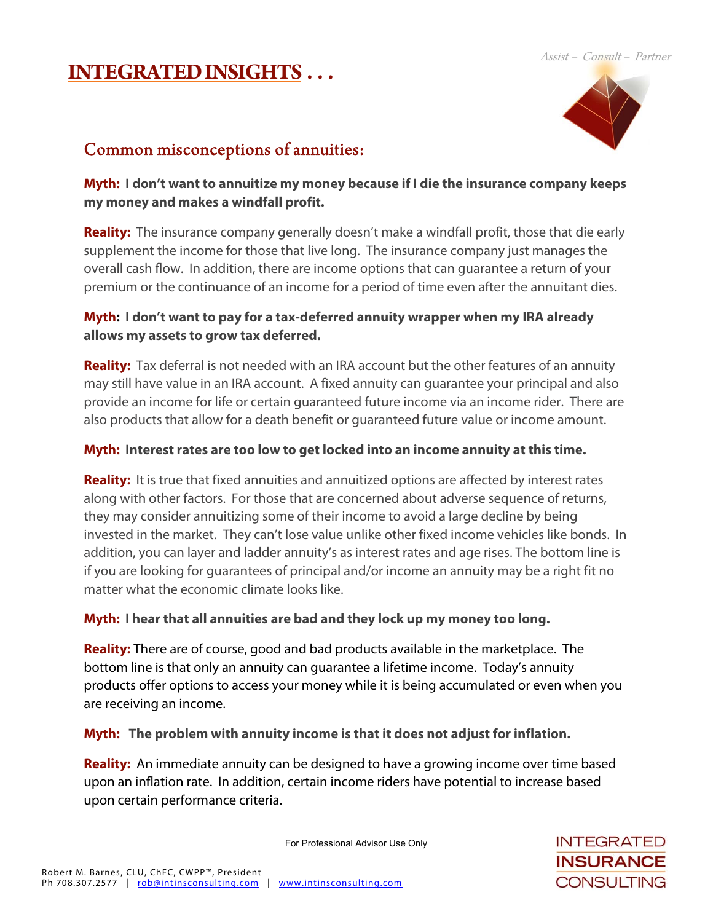# INTEGRATED INSIGHTS . . .

*Assist – Consult – Partner*

## Common misconceptions of annuities:

**Myth: I don't want to annuitize my money because if I die the insurance company keeps my money and makes a windfall profit.**

**Reality:** The insurance company generally doesn't make a windfall profit, those that die early supplement the income for those that live long. The insurance company just manages the overall cash flow. In addition, there are income options that can guarantee a return of your premium or the continuance of an income for a period of time even after the annuitant dies.

**Myth: I don't want to pay for a tax-deferred annuity wrapper when my IRA already allows my assets to grow tax deferred.**

**Reality:** Tax deferral is not needed with an IRA account but the other features of an annuity may still have value in an IRA account. A fixed annuity can guarantee your principal and also provide an income for life or certain guaranteed future income via an income rider. There are also products that allow for a death benefit or guaranteed future value or income amount.

**Myth: Interest rates are too low to get locked into an income annuity at this time.**

**Reality:** It is true that fixed annuities and annuitized options are affected by interest rates along with other factors. For those that are concerned about adverse sequence of returns, they may consider annuitizing some of their income to avoid a large decline by being invested in the market. They can't lose value unlike other fixed income vehicles like bonds. In addition, you can layer and ladder annuity's as interest rates and age rises. The bottom line is if you are looking for guarantees of principal and/or income an annuity may be a right fit no matter what the economic climate looks like.

**Myth: I hear that all annuities are bad and they lock up my money too long.**

**Reality:** There are of course, good and bad products available in the marketplace. The bottom line is that only an annuity can guarantee a lifetime income. Today's annuity products offer options to access your money while it is being accumulated or even when you are receiving an income.

**Myth: The problem with annuity income is that it does not adjust for inflation.**

**Reality:** An immediate annuity can be designed to have a growing income over time based upon an inflation rate. In addition, certain income riders have potential to increase based upon certain performance criteria.

For Professional Advisor Use Only

Robert M. Barnes, CLU, ChFC, CWPP™, President
Ph 708.307.2577 | rob@intinsconsulting.com | www.intinsconsulting.com

INTEGRATED INSURANCE CONSULTING